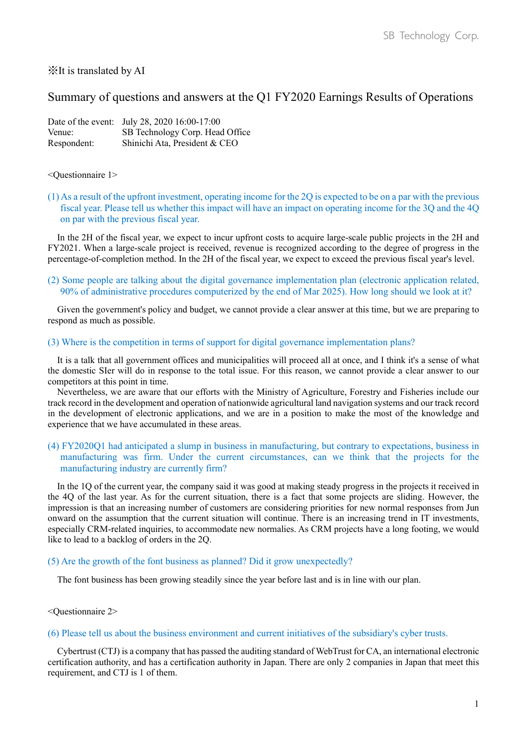※It is translated by AI

# Summary of questions and answers at the Q1 FY2020 Earnings Results of Operations

Date of the event: July 28, 2020 16:00-17:00
Venue: SB Technology Corp. Head Office
Respondent: Shinichi Ata, President & CEO

<Questionnaire 1>

**(1) As a result of the upfront investment, operating income for the 2Q is expected to be on a par with the previous fiscal year. Please tell us whether this impact will have an impact on operating income for the 3Q and the 4Q on par with the previous fiscal year.**

In the 2H of the fiscal year, we expect to incur upfront costs to acquire large-scale public projects in the 2H and FY2021. When a large-scale project is received, revenue is recognized according to the degree of progress in the percentage-of-completion method. In the 2H of the fiscal year, we expect to exceed the previous fiscal year's level.

**(2) Some people are talking about the digital governance implementation plan (electronic application related, 90% of administrative procedures computerized by the end of Mar 2025). How long should we look at it?**

Given the government's policy and budget, we cannot provide a clear answer at this time, but we are preparing to respond as much as possible.

**(3) Where is the competition in terms of support for digital governance implementation plans?**

It is a talk that all government offices and municipalities will proceed all at once, and I think it's a sense of what the domestic SIer will do in response to the total issue. For this reason, we cannot provide a clear answer to our competitors at this point in time.

Nevertheless, we are aware that our efforts with the Ministry of Agriculture, Forestry and Fisheries include our track record in the development and operation of nationwide agricultural land navigation systems and our track record in the development of electronic applications, and we are in a position to make the most of the knowledge and experience that we have accumulated in these areas.

**(4) FY2020Q1 had anticipated a slump in business in manufacturing, but contrary to expectations, business in manufacturing was firm. Under the current circumstances, can we think that the projects for the manufacturing industry are currently firm?**

In the 1Q of the current year, the company said it was good at making steady progress in the projects it received in the 4Q of the last year. As for the current situation, there is a fact that some projects are sliding. However, the impression is that an increasing number of customers are considering priorities for new normal responses from Jun onward on the assumption that the current situation will continue. There is an increasing trend in IT investments, especially CRM-related inquiries, to accommodate new normalies. As CRM projects have a long footing, we would like to lead to a backlog of orders in the 2Q.

**(5) Are the growth of the font business as planned? Did it grow unexpectedly?**

The font business has been growing steadily since the year before last and is in line with our plan.

<Questionnaire 2>

**(6) Please tell us about the business environment and current initiatives of the subsidiary's cyber trusts.**

Cybertrust (CTJ) is a company that has passed the auditing standard of WebTrust for CA, an international electronic certification authority, and has a certification authority in Japan. There are only 2 companies in Japan that meet this requirement, and CTJ is 1 of them.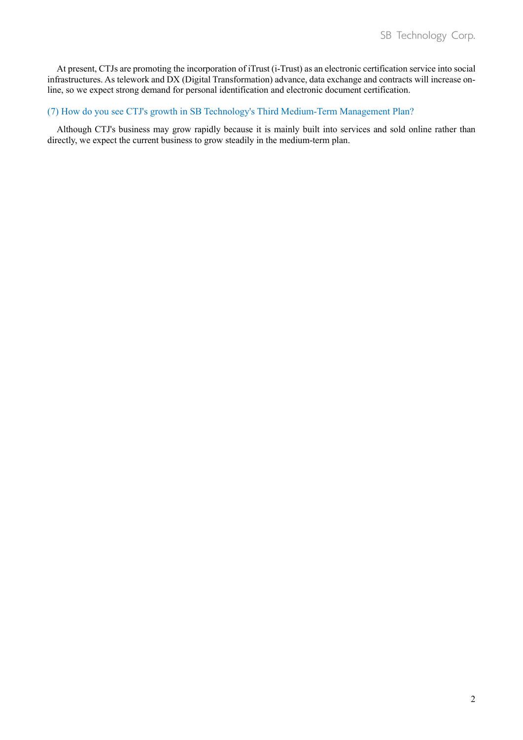At present, CTJs are promoting the incorporation of iTrust (i-Trust) as an electronic certification service into social infrastructures. As telework and DX (Digital Transformation) advance, data exchange and contracts will increase online, so we expect strong demand for personal identification and electronic document certification.

### (7) How do you see CTJ's growth in SB Technology's Third Medium-Term Management Plan?

Although CTJ's business may grow rapidly because it is mainly built into services and sold online rather than directly, we expect the current business to grow steadily in the medium-term plan.